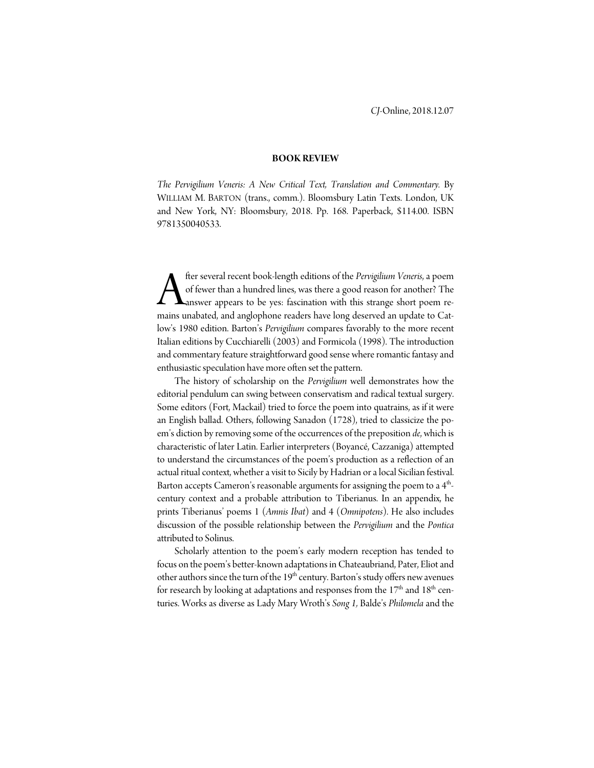## BOOK REVIEW

*The Pervigilium Veneris: A New Critical Text, Translation and Commentary*. By WILLIAM M. BARTON (trans., comm.). Bloomsbury Latin Texts. London, UK and New York, NY: Bloomsbury, 2018. Pp. 168. Paperback, $114.00. ISBN 9781350040533.

After several recent book-length editions of the *Pervigilium Veneris*, a poem of fewer than a hundred lines, was there a good reason for another? The answer appears to be yes: fascination with this strange short poem remains unabated, and anglophone readers have long deserved an update to Catlow's 1980 edition. Barton's *Pervigilium* compares favorably to the more recent Italian editions by Cucchiarelli (2003) and Formicola (1998). The introduction and commentary feature straightforward good sense where romantic fantasy and enthusiastic speculation have more often set the pattern.

The history of scholarship on the *Pervigilium* well demonstrates how the editorial pendulum can swing between conservatism and radical textual surgery. Some editors (Fort, Mackail) tried to force the poem into quatrains, as if it were an English ballad. Others, following Sanadon (1728), tried to classicize the poem's diction by removing some of the occurrences of the preposition *de*, which is characteristic of later Latin. Earlier interpreters (Boyancé, Cazzaniga) attempted to understand the circumstances of the poem's production as a reflection of an actual ritual context, whether a visit to Sicily by Hadrian or a local Sicilian festival. Barton accepts Cameron's reasonable arguments for assigning the poem to a 4th-century context and a probable attribution to Tiberianus. In an appendix, he prints Tiberianus' poems 1 (*Amnis Ibat*) and 4 (*Omnipotens*). He also includes discussion of the possible relationship between the *Pervigilium* and the *Pontica* attributed to Solinus.

Scholarly attention to the poem's early modern reception has tended to focus on the poem's better-known adaptations in Chateaubriand, Pater, Eliot and other authors since the turn of the 19th century. Barton's study offers new avenues for research by looking at adaptations and responses from the 17th and 18th centuries. Works as diverse as Lady Mary Wroth's *Song 1,* Balde's *Philomela* and the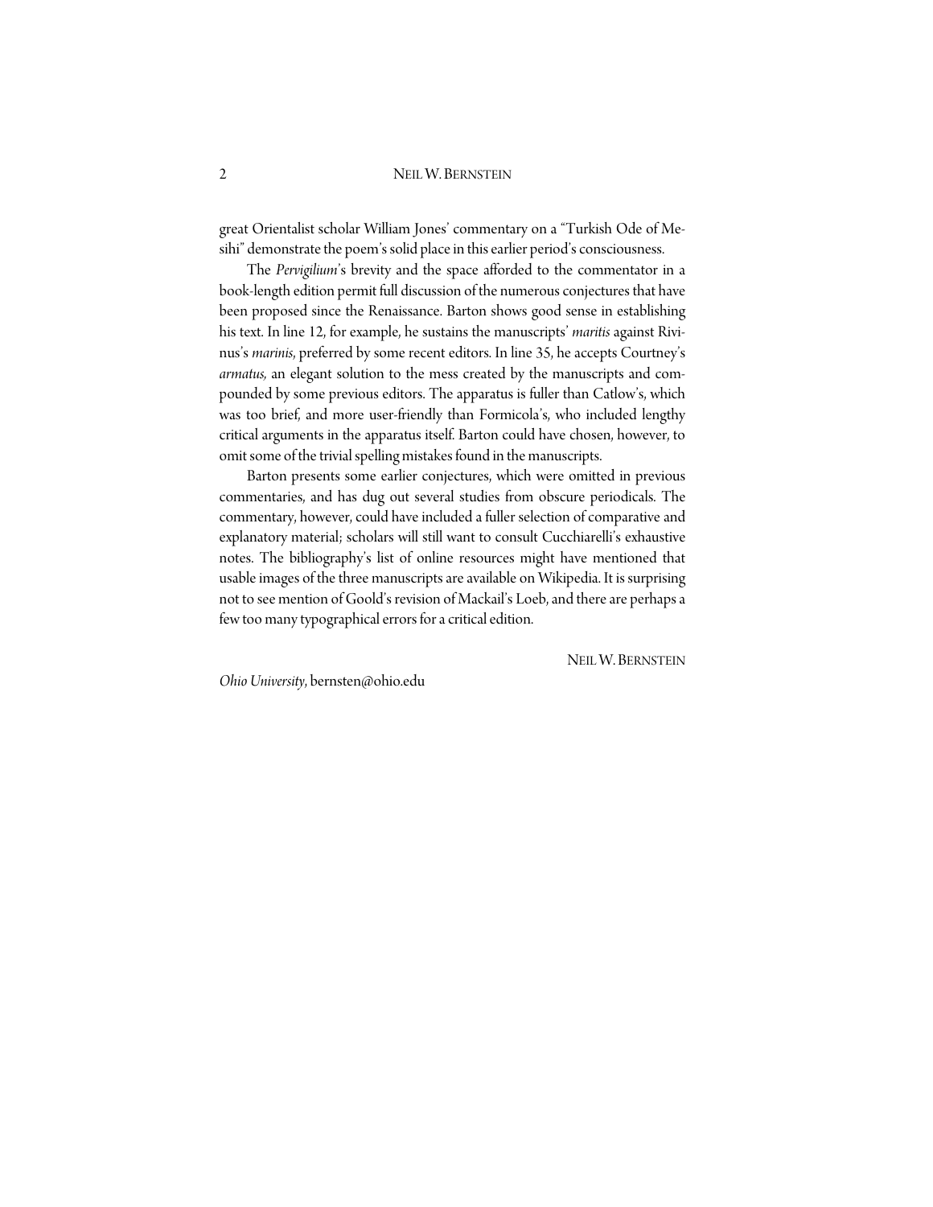great Orientalist scholar William Jones' commentary on a "Turkish Ode of Mesihi" demonstrate the poem's solid place in this earlier period's consciousness.

The *Pervigilium*'s brevity and the space afforded to the commentator in a book-length edition permit full discussion of the numerous conjectures that have been proposed since the Renaissance. Barton shows good sense in establishing his text. In line 12, for example, he sustains the manuscripts' *maritis* against Rivinus's *marinis*, preferred by some recent editors. In line 35, he accepts Courtney's *armatus,* an elegant solution to the mess created by the manuscripts and compounded by some previous editors. The apparatus is fuller than Catlow's, which was too brief, and more user-friendly than Formicola's, who included lengthy critical arguments in the apparatus itself. Barton could have chosen, however, to omit some of the trivial spelling mistakes found in the manuscripts.

Barton presents some earlier conjectures, which were omitted in previous commentaries, and has dug out several studies from obscure periodicals. The commentary, however, could have included a fuller selection of comparative and explanatory material; scholars will still want to consult Cucchiarelli's exhaustive notes. The bibliography's list of online resources might have mentioned that usable images of the three manuscripts are available on Wikipedia. It is surprising not to see mention of Goold's revision of Mackail's Loeb, and there are perhaps a few too many typographical errors for a critical edition.

NEIL W. BERNSTEIN

*Ohio University*, bernsten@ohio.edu